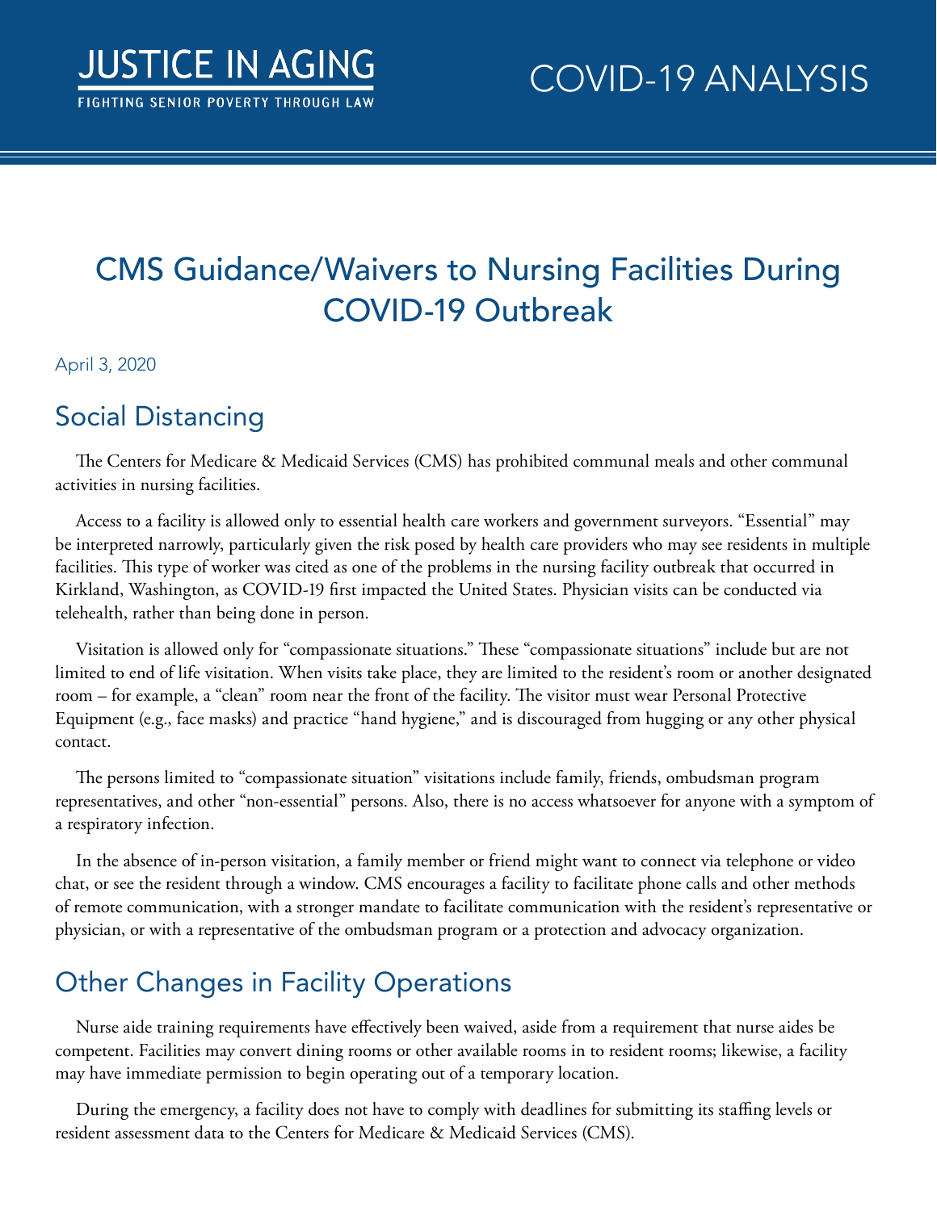JUSTICE IN AGING

FIGHTING SENIOR POVERTY THROUGH LAW

COVID-19 ANALYSIS

# CMS Guidance/Waivers to Nursing Facilities During COVID-19 Outbreak

April 3, 2020

## Social Distancing

The Centers for Medicare & Medicaid Services (CMS) has prohibited communal meals and other communal activities in nursing facilities.

Access to a facility is allowed only to essential health care workers and government surveyors. "Essential" may be interpreted narrowly, particularly given the risk posed by health care providers who may see residents in multiple facilities. This type of worker was cited as one of the problems in the nursing facility outbreak that occurred in Kirkland, Washington, as COVID-19 first impacted the United States. Physician visits can be conducted via telehealth, rather than being done in person.

Visitation is allowed only for "compassionate situations." These "compassionate situations" include but are not limited to end of life visitation. When visits take place, they are limited to the resident's room or another designated room – for example, a "clean" room near the front of the facility. The visitor must wear Personal Protective Equipment (e.g., face masks) and practice "hand hygiene," and is discouraged from hugging or any other physical contact.

The persons limited to "compassionate situation" visitations include family, friends, ombudsman program representatives, and other "non-essential" persons. Also, there is no access whatsoever for anyone with a symptom of a respiratory infection.

In the absence of in-person visitation, a family member or friend might want to connect via telephone or video chat, or see the resident through a window. CMS encourages a facility to facilitate phone calls and other methods of remote communication, with a stronger mandate to facilitate communication with the resident's representative or physician, or with a representative of the ombudsman program or a protection and advocacy organization.

## Other Changes in Facility Operations

Nurse aide training requirements have effectively been waived, aside from a requirement that nurse aides be competent. Facilities may convert dining rooms or other available rooms in to resident rooms; likewise, a facility may have immediate permission to begin operating out of a temporary location.

During the emergency, a facility does not have to comply with deadlines for submitting its staffing levels or resident assessment data to the Centers for Medicare & Medicaid Services (CMS).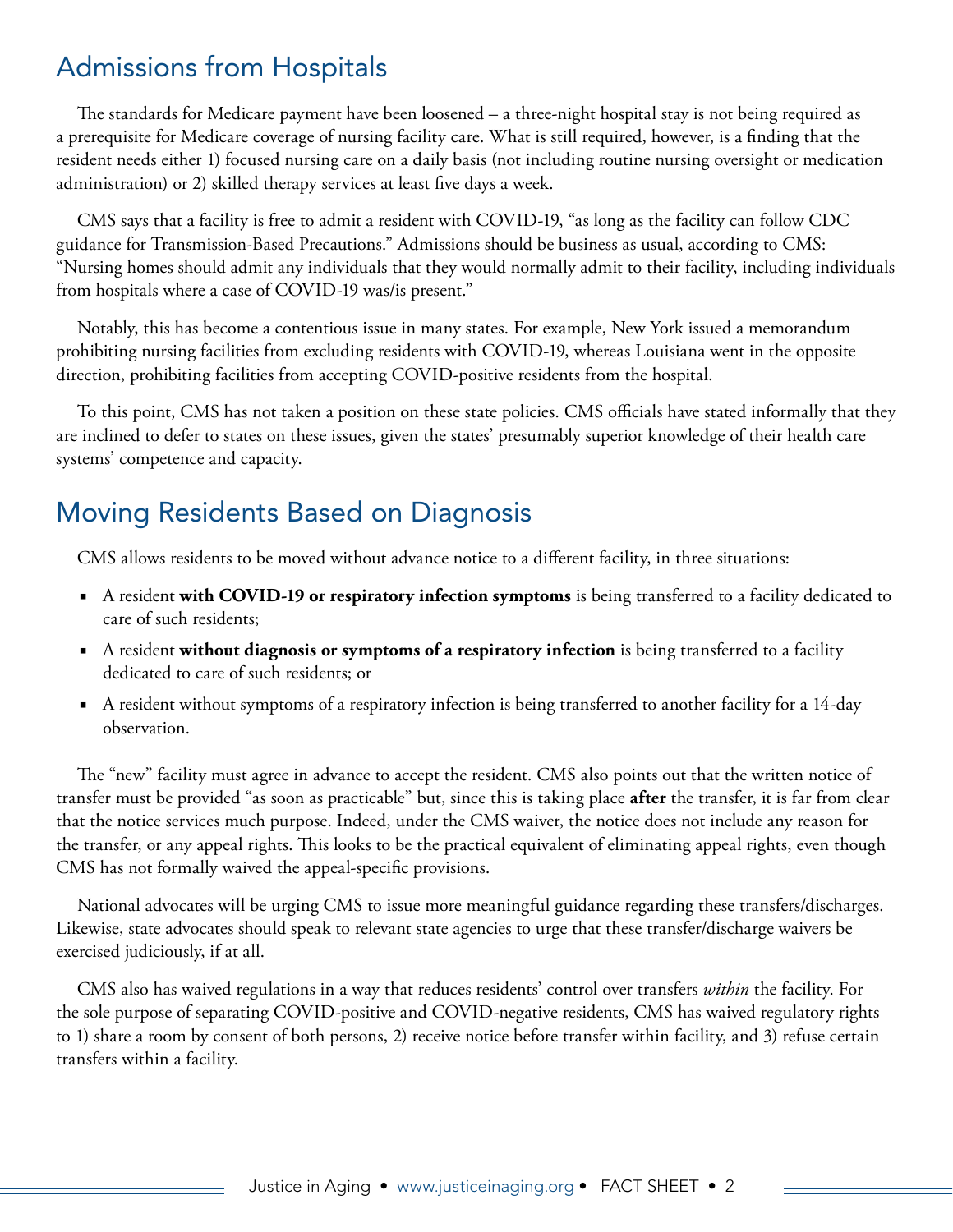## Admissions from Hospitals

The standards for Medicare payment have been loosened – a three-night hospital stay is not being required as a prerequisite for Medicare coverage of nursing facility care. What is still required, however, is a finding that the resident needs either 1) focused nursing care on a daily basis (not including routine nursing oversight or medication administration) or 2) skilled therapy services at least five days a week.

CMS says that a facility is free to admit a resident with COVID-19, "as long as the facility can follow CDC guidance for Transmission-Based Precautions." Admissions should be business as usual, according to CMS: "Nursing homes should admit any individuals that they would normally admit to their facility, including individuals from hospitals where a case of COVID-19 was/is present."

Notably, this has become a contentious issue in many states. For example, New York issued a memorandum prohibiting nursing facilities from excluding residents with COVID-19, whereas Louisiana went in the opposite direction, prohibiting facilities from accepting COVID-positive residents from the hospital.

To this point, CMS has not taken a position on these state policies. CMS officials have stated informally that they are inclined to defer to states on these issues, given the states' presumably superior knowledge of their health care systems' competence and capacity.

## Moving Residents Based on Diagnosis

CMS allows residents to be moved without advance notice to a different facility, in three situations:

- A resident **with COVID-19 or respiratory infection symptoms** is being transferred to a facility dedicated to care of such residents;
- A resident **without diagnosis or symptoms of a respiratory infection** is being transferred to a facility dedicated to care of such residents; or
- A resident without symptoms of a respiratory infection is being transferred to another facility for a 14-day observation.

The "new" facility must agree in advance to accept the resident. CMS also points out that the written notice of transfer must be provided "as soon as practicable" but, since this is taking place **after** the transfer, it is far from clear that the notice services much purpose. Indeed, under the CMS waiver, the notice does not include any reason for the transfer, or any appeal rights. This looks to be the practical equivalent of eliminating appeal rights, even though CMS has not formally waived the appeal-specific provisions.

National advocates will be urging CMS to issue more meaningful guidance regarding these transfers/discharges. Likewise, state advocates should speak to relevant state agencies to urge that these transfer/discharge waivers be exercised judiciously, if at all.

CMS also has waived regulations in a way that reduces residents' control over transfers *within* the facility. For the sole purpose of separating COVID-positive and COVID-negative residents, CMS has waived regulatory rights to 1) share a room by consent of both persons, 2) receive notice before transfer within facility, and 3) refuse certain transfers within a facility.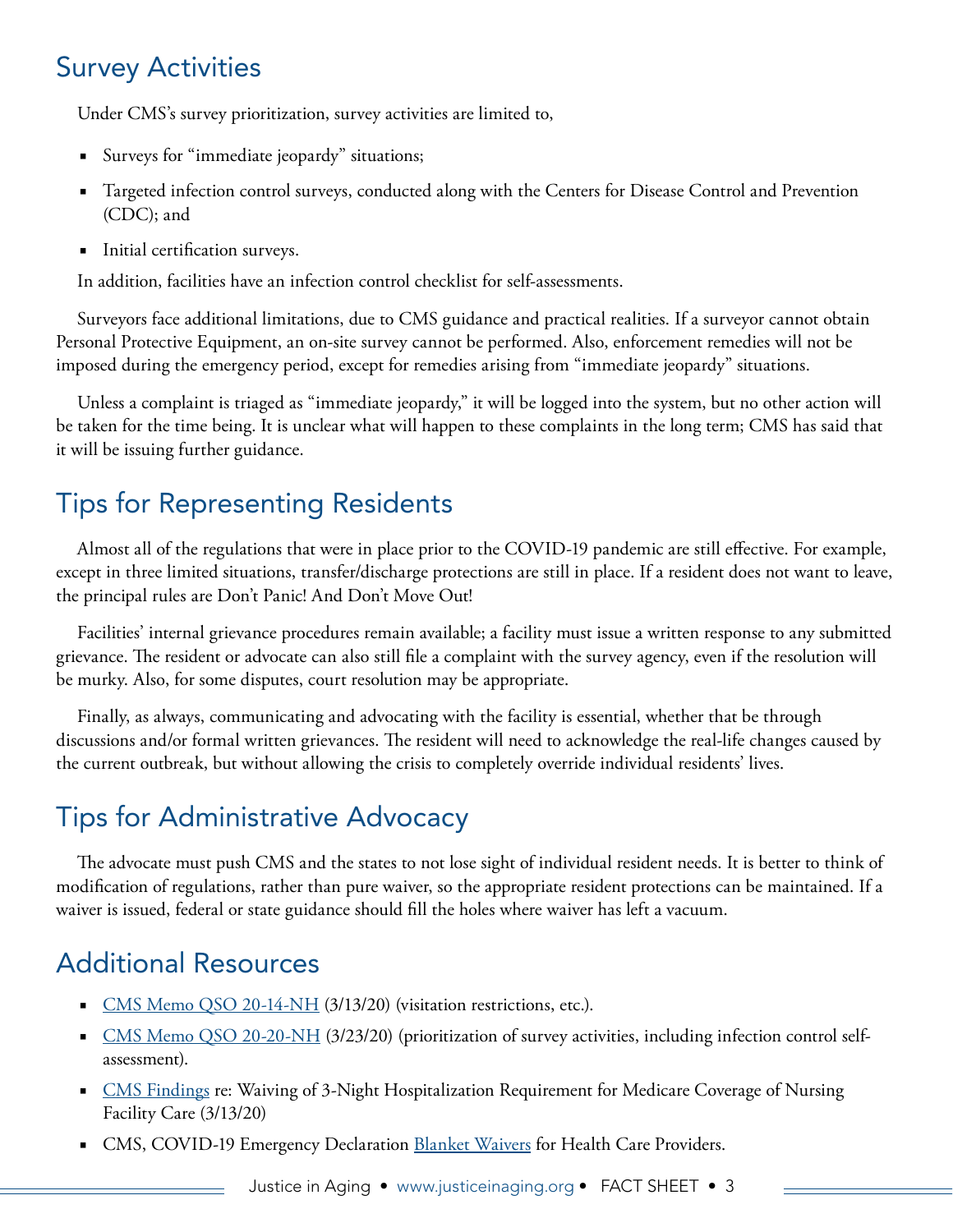## Survey Activities

Under CMS's survey prioritization, survey activities are limited to,

- Surveys for "immediate jeopardy" situations;
- Targeted infection control surveys, conducted along with the Centers for Disease Control and Prevention (CDC); and
- Initial certification surveys.

In addition, facilities have an infection control checklist for self-assessments.

Surveyors face additional limitations, due to CMS guidance and practical realities. If a surveyor cannot obtain Personal Protective Equipment, an on-site survey cannot be performed. Also, enforcement remedies will not be imposed during the emergency period, except for remedies arising from "immediate jeopardy" situations.

Unless a complaint is triaged as "immediate jeopardy," it will be logged into the system, but no other action will be taken for the time being. It is unclear what will happen to these complaints in the long term; CMS has said that it will be issuing further guidance.

## Tips for Representing Residents

Almost all of the regulations that were in place prior to the COVID-19 pandemic are still effective. For example, except in three limited situations, transfer/discharge protections are still in place. If a resident does not want to leave, the principal rules are Don't Panic! And Don't Move Out!

Facilities' internal grievance procedures remain available; a facility must issue a written response to any submitted grievance. The resident or advocate can also still file a complaint with the survey agency, even if the resolution will be murky. Also, for some disputes, court resolution may be appropriate.

Finally, as always, communicating and advocating with the facility is essential, whether that be through discussions and/or formal written grievances. The resident will need to acknowledge the real-life changes caused by the current outbreak, but without allowing the crisis to completely override individual residents' lives.

## Tips for Administrative Advocacy

The advocate must push CMS and the states to not lose sight of individual resident needs. It is better to think of modification of regulations, rather than pure waiver, so the appropriate resident protections can be maintained. If a waiver is issued, federal or state guidance should fill the holes where waiver has left a vacuum.

## Additional Resources

- CMS Memo QSO 20-14-NH (3/13/20) (visitation restrictions, etc.).
- CMS Memo QSO 20-20-NH (3/23/20) (prioritization of survey activities, including infection control self-assessment).
- CMS Findings re: Waiving of 3-Night Hospitalization Requirement for Medicare Coverage of Nursing Facility Care (3/13/20)
- CMS, COVID-19 Emergency Declaration Blanket Waivers for Health Care Providers.